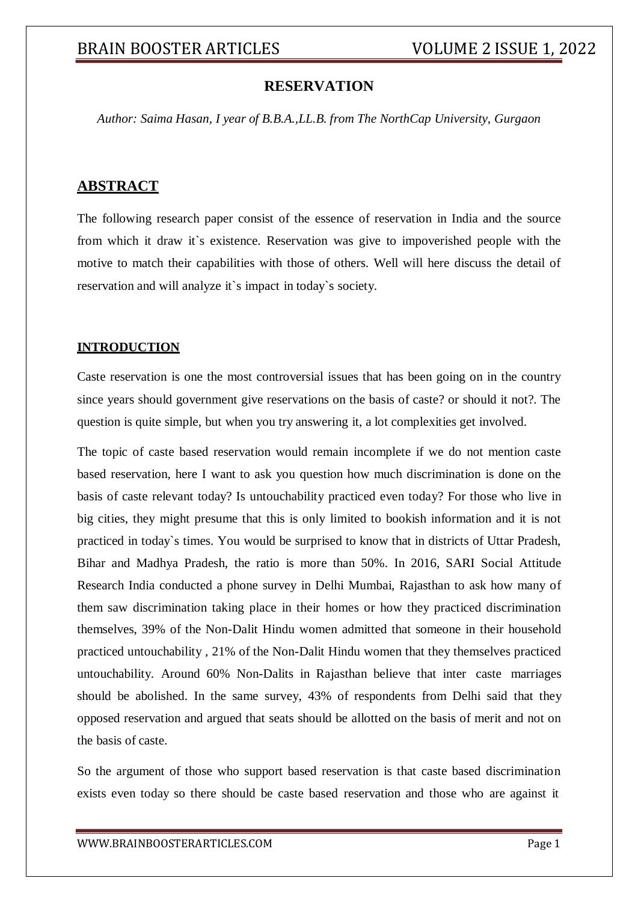# RESERVATION

*Author: Saima Hasan, I year of B.B.A.,LL.B. from The NorthCap University, Gurgaon*

## ABSTRACT

The following research paper consist of the essence of reservation in India and the source from which it draw it`s existence. Reservation was give to impoverished people with the motive to match their capabilities with those of others. Well will here discuss the detail of reservation and will analyze it`s impact in today`s society.

### INTRODUCTION

Caste reservation is one the most controversial issues that has been going on in the country since years should government give reservations on the basis of caste? or should it not?. The question is quite simple, but when you try answering it, a lot complexities get involved.

The topic of caste based reservation would remain incomplete if we do not mention caste based reservation, here I want to ask you question how much discrimination is done on the basis of caste relevant today? Is untouchability practiced even today? For those who live in big cities, they might presume that this is only limited to bookish information and it is not practiced in today`s times. You would be surprised to know that in districts of Uttar Pradesh, Bihar and Madhya Pradesh, the ratio is more than 50%. In 2016, SARI Social Attitude Research India conducted a phone survey in Delhi Mumbai, Rajasthan to ask how many of them saw discrimination taking place in their homes or how they practiced discrimination themselves, 39% of the Non-Dalit Hindu women admitted that someone in their household practiced untouchability , 21% of the Non-Dalit Hindu women that they themselves practiced untouchability. Around 60% Non-Dalits in Rajasthan believe that inter caste marriages should be abolished. In the same survey, 43% of respondents from Delhi said that they opposed reservation and argued that seats should be allotted on the basis of merit and not on the basis of caste.

So the argument of those who support based reservation is that caste based discrimination exists even today so there should be caste based reservation and those who are against it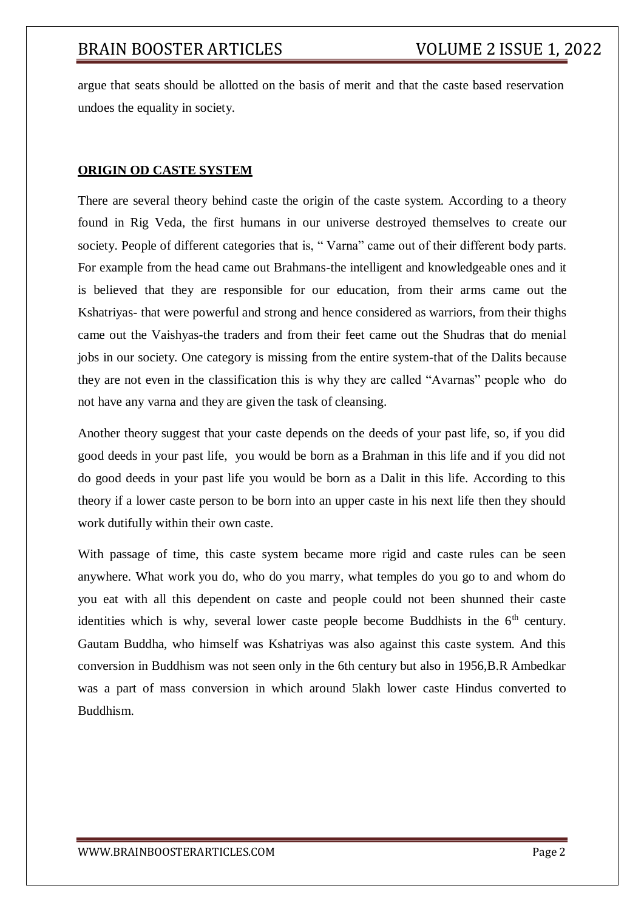argue that seats should be allotted on the basis of merit and that the caste based reservation undoes the equality in society.

## **ORIGIN OD CASTE SYSTEM**

There are several theory behind caste the origin of the caste system. According to a theory found in Rig Veda, the first humans in our universe destroyed themselves to create our society. People of different categories that is, " Varna" came out of their different body parts. For example from the head came out Brahmans-the intelligent and knowledgeable ones and it is believed that they are responsible for our education, from their arms came out the Kshatriyas- that were powerful and strong and hence considered as warriors, from their thighs came out the Vaishyas-the traders and from their feet came out the Shudras that do menial jobs in our society. One category is missing from the entire system-that of the Dalits because they are not even in the classification this is why they are called "Avarnas" people who do not have any varna and they are given the task of cleansing.

Another theory suggest that your caste depends on the deeds of your past life, so, if you did good deeds in your past life, you would be born as a Brahman in this life and if you did not do good deeds in your past life you would be born as a Dalit in this life. According to this theory if a lower caste person to be born into an upper caste in his next life then they should work dutifully within their own caste.

With passage of time, this caste system became more rigid and caste rules can be seen anywhere. What work you do, who do you marry, what temples do you go to and whom do you eat with all this dependent on caste and people could not been shunned their caste identities which is why, several lower caste people become Buddhists in the 6th century. Gautam Buddha, who himself was Kshatriyas was also against this caste system. And this conversion in Buddhism was not seen only in the 6th century but also in 1956,B.R Ambedkar was a part of mass conversion in which around 5lakh lower caste Hindus converted to Buddhism.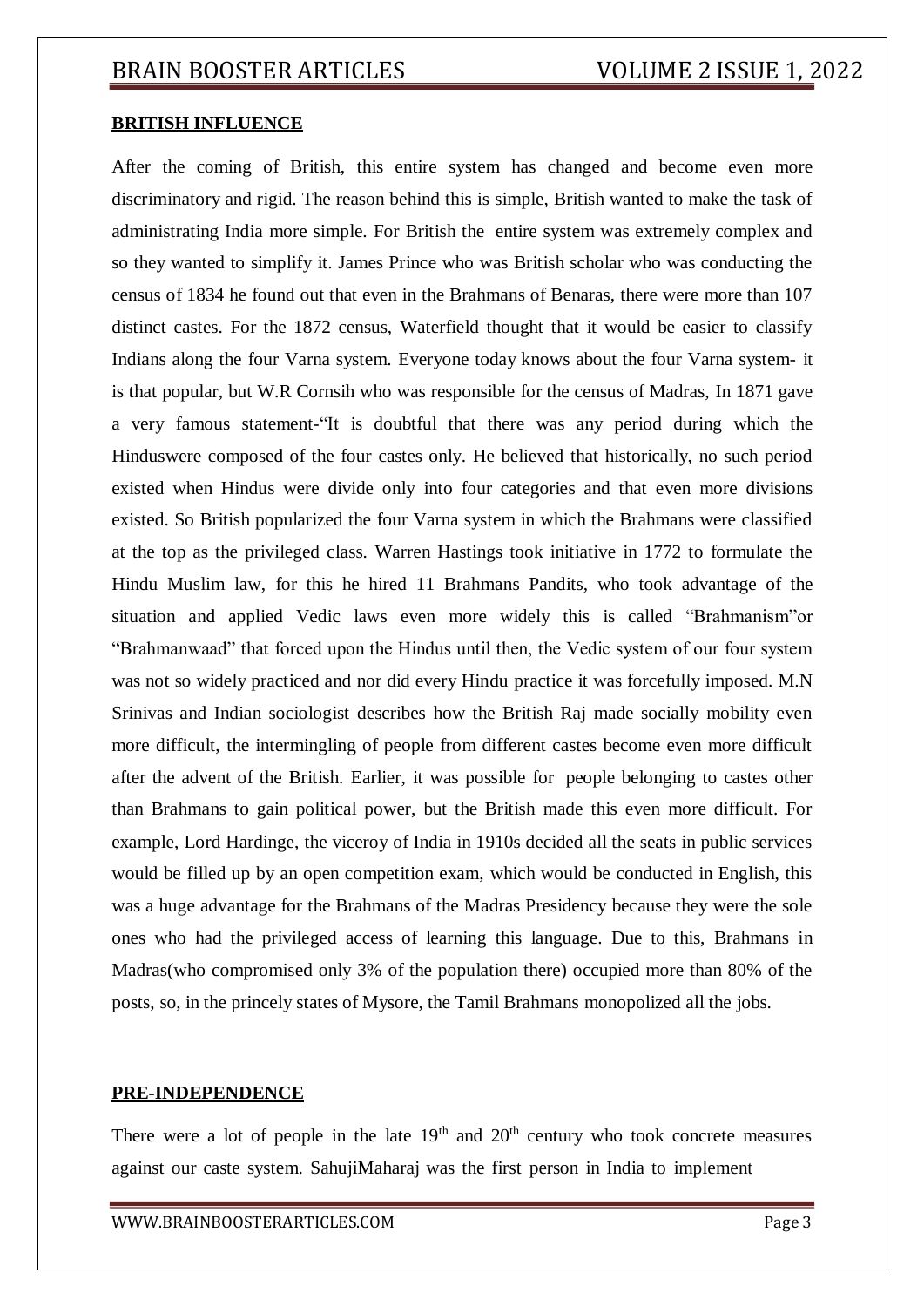**BRITISH INFLUENCE**

After the coming of British, this entire system has changed and become even more discriminatory and rigid. The reason behind this is simple, British wanted to make the task of administrating India more simple. For British the entire system was extremely complex and so they wanted to simplify it. James Prince who was British scholar who was conducting the census of 1834 he found out that even in the Brahmans of Benaras, there were more than 107 distinct castes. For the 1872 census, Waterfield thought that it would be easier to classify Indians along the four Varna system. Everyone today knows about the four Varna system- it is that popular, but W.R Cornsih who was responsible for the census of Madras, In 1871 gave a very famous statement-"It is doubtful that there was any period during which the Hinduswere composed of the four castes only. He believed that historically, no such period existed when Hindus were divide only into four categories and that even more divisions existed. So British popularized the four Varna system in which the Brahmans were classified at the top as the privileged class. Warren Hastings took initiative in 1772 to formulate the Hindu Muslim law, for this he hired 11 Brahmans Pandits, who took advantage of the situation and applied Vedic laws even more widely this is called "Brahmanism"or "Brahmanwaad" that forced upon the Hindus until then, the Vedic system of our four system was not so widely practiced and nor did every Hindu practice it was forcefully imposed. M.N Srinivas and Indian sociologist describes how the British Raj made socially mobility even more difficult, the intermingling of people from different castes become even more difficult after the advent of the British. Earlier, it was possible for people belonging to castes other than Brahmans to gain political power, but the British made this even more difficult. For example, Lord Hardinge, the viceroy of India in 1910s decided all the seats in public services would be filled up by an open competition exam, which would be conducted in English, this was a huge advantage for the Brahmans of the Madras Presidency because they were the sole ones who had the privileged access of learning this language. Due to this, Brahmans in Madras(who compromised only 3% of the population there) occupied more than 80% of the posts, so, in the princely states of Mysore, the Tamil Brahmans monopolized all the jobs.

**PRE-INDEPENDENCE**

There were a lot of people in the late 19th and 20th century who took concrete measures against our caste system. SahujiMaharaj was the first person in India to implement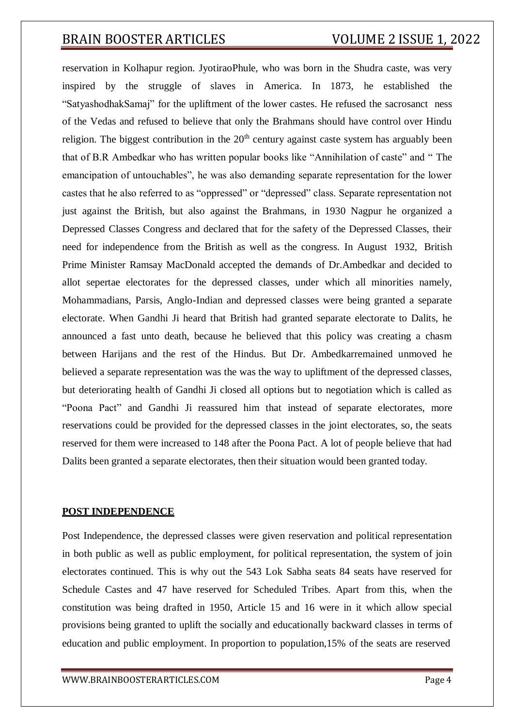reservation in Kolhapur region. JyotiraoPhule, who was born in the Shudra caste, was very inspired by the struggle of slaves in America. In 1873, he established the "SatyashodhakSamaj" for the upliftment of the lower castes. He refused the sacrosanct ness of the Vedas and refused to believe that only the Brahmans should have control over Hindu religion. The biggest contribution in the 20th century against caste system has arguably been that of B.R Ambedkar who has written popular books like "Annihilation of caste" and " The emancipation of untouchables", he was also demanding separate representation for the lower castes that he also referred to as "oppressed" or "depressed" class. Separate representation not just against the British, but also against the Brahmans, in 1930 Nagpur he organized a Depressed Classes Congress and declared that for the safety of the Depressed Classes, their need for independence from the British as well as the congress. In August 1932, British Prime Minister Ramsay MacDonald accepted the demands of Dr.Ambedkar and decided to allot sepertae electorates for the depressed classes, under which all minorities namely, Mohammadians, Parsis, Anglo-Indian and depressed classes were being granted a separate electorate. When Gandhi Ji heard that British had granted separate electorate to Dalits, he announced a fast unto death, because he believed that this policy was creating a chasm between Harijans and the rest of the Hindus. But Dr. Ambedkarremained unmoved he believed a separate representation was the was the way to upliftment of the depressed classes, but deteriorating health of Gandhi Ji closed all options but to negotiation which is called as "Poona Pact" and Gandhi Ji reassured him that instead of separate electorates, more reservations could be provided for the depressed classes in the joint electorates, so, the seats reserved for them were increased to 148 after the Poona Pact. A lot of people believe that had Dalits been granted a separate electorates, then their situation would been granted today.

## POST INDEPENDENCE

Post Independence, the depressed classes were given reservation and political representation in both public as well as public employment, for political representation, the system of join electorates continued. This is why out the 543 Lok Sabha seats 84 seats have reserved for Schedule Castes and 47 have reserved for Scheduled Tribes. Apart from this, when the constitution was being drafted in 1950, Article 15 and 16 were in it which allow special provisions being granted to uplift the socially and educationally backward classes in terms of education and public employment. In proportion to population,15% of the seats are reserved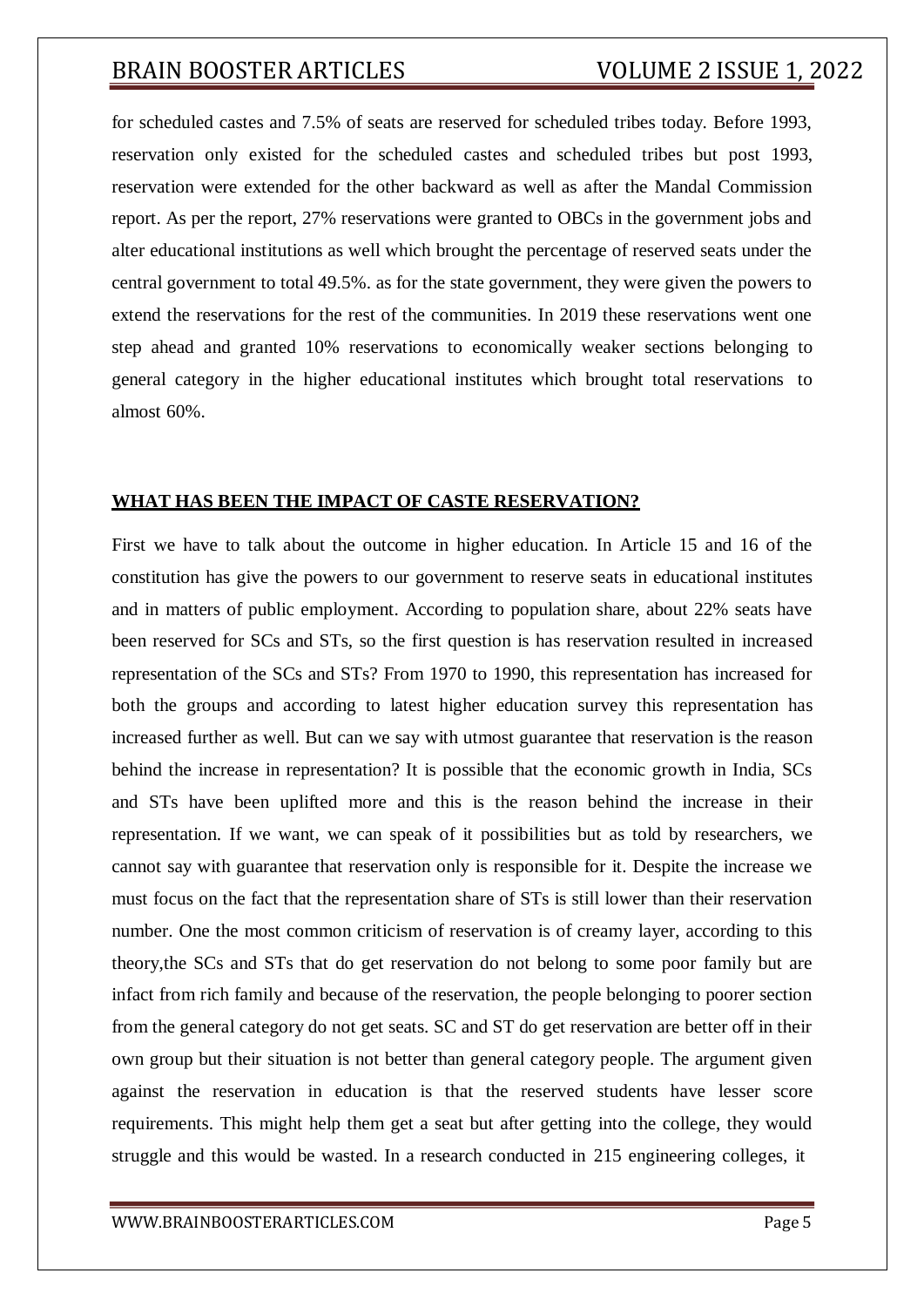for scheduled castes and 7.5% of seats are reserved for scheduled tribes today. Before 1993, reservation only existed for the scheduled castes and scheduled tribes but post 1993, reservation were extended for the other backward as well as after the Mandal Commission report. As per the report, 27% reservations were granted to OBCs in the government jobs and alter educational institutions as well which brought the percentage of reserved seats under the central government to total 49.5%. as for the state government, they were given the powers to extend the reservations for the rest of the communities. In 2019 these reservations went one step ahead and granted 10% reservations to economically weaker sections belonging to general category in the higher educational institutes which brought total reservations to almost 60%.

## **WHAT HAS BEEN THE IMPACT OF CASTE RESERVATION?**

First we have to talk about the outcome in higher education. In Article 15 and 16 of the constitution has give the powers to our government to reserve seats in educational institutes and in matters of public employment. According to population share, about 22% seats have been reserved for SCs and STs, so the first question is has reservation resulted in increased representation of the SCs and STs? From 1970 to 1990, this representation has increased for both the groups and according to latest higher education survey this representation has increased further as well. But can we say with utmost guarantee that reservation is the reason behind the increase in representation? It is possible that the economic growth in India, SCs and STs have been uplifted more and this is the reason behind the increase in their representation. If we want, we can speak of it possibilities but as told by researchers, we cannot say with guarantee that reservation only is responsible for it. Despite the increase we must focus on the fact that the representation share of STs is still lower than their reservation number. One the most common criticism of reservation is of creamy layer, according to this theory,the SCs and STs that do get reservation do not belong to some poor family but are infact from rich family and because of the reservation, the people belonging to poorer section from the general category do not get seats. SC and ST do get reservation are better off in their own group but their situation is not better than general category people. The argument given against the reservation in education is that the reserved students have lesser score requirements. This might help them get a seat but after getting into the college, they would struggle and this would be wasted. In a research conducted in 215 engineering colleges, it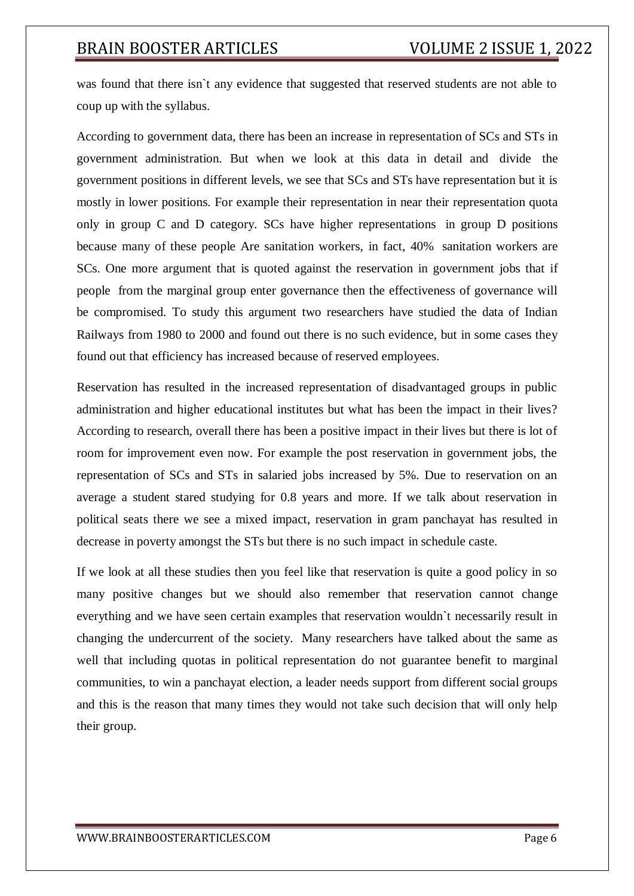was found that there isn`t any evidence that suggested that reserved students are not able to coup up with the syllabus.

According to government data, there has been an increase in representation of SCs and STs in government administration. But when we look at this data in detail and divide the government positions in different levels, we see that SCs and STs have representation but it is mostly in lower positions. For example their representation in near their representation quota only in group C and D category. SCs have higher representations in group D positions because many of these people Are sanitation workers, in fact, 40% sanitation workers are SCs. One more argument that is quoted against the reservation in government jobs that if people from the marginal group enter governance then the effectiveness of governance will be compromised. To study this argument two researchers have studied the data of Indian Railways from 1980 to 2000 and found out there is no such evidence, but in some cases they found out that efficiency has increased because of reserved employees.

Reservation has resulted in the increased representation of disadvantaged groups in public administration and higher educational institutes but what has been the impact in their lives? According to research, overall there has been a positive impact in their lives but there is lot of room for improvement even now. For example the post reservation in government jobs, the representation of SCs and STs in salaried jobs increased by 5%. Due to reservation on an average a student stared studying for 0.8 years and more. If we talk about reservation in political seats there we see a mixed impact, reservation in gram panchayat has resulted in decrease in poverty amongst the STs but there is no such impact in schedule caste.

If we look at all these studies then you feel like that reservation is quite a good policy in so many positive changes but we should also remember that reservation cannot change everything and we have seen certain examples that reservation wouldn`t necessarily result in changing the undercurrent of the society. Many researchers have talked about the same as well that including quotas in political representation do not guarantee benefit to marginal communities, to win a panchayat election, a leader needs support from different social groups and this is the reason that many times they would not take such decision that will only help their group.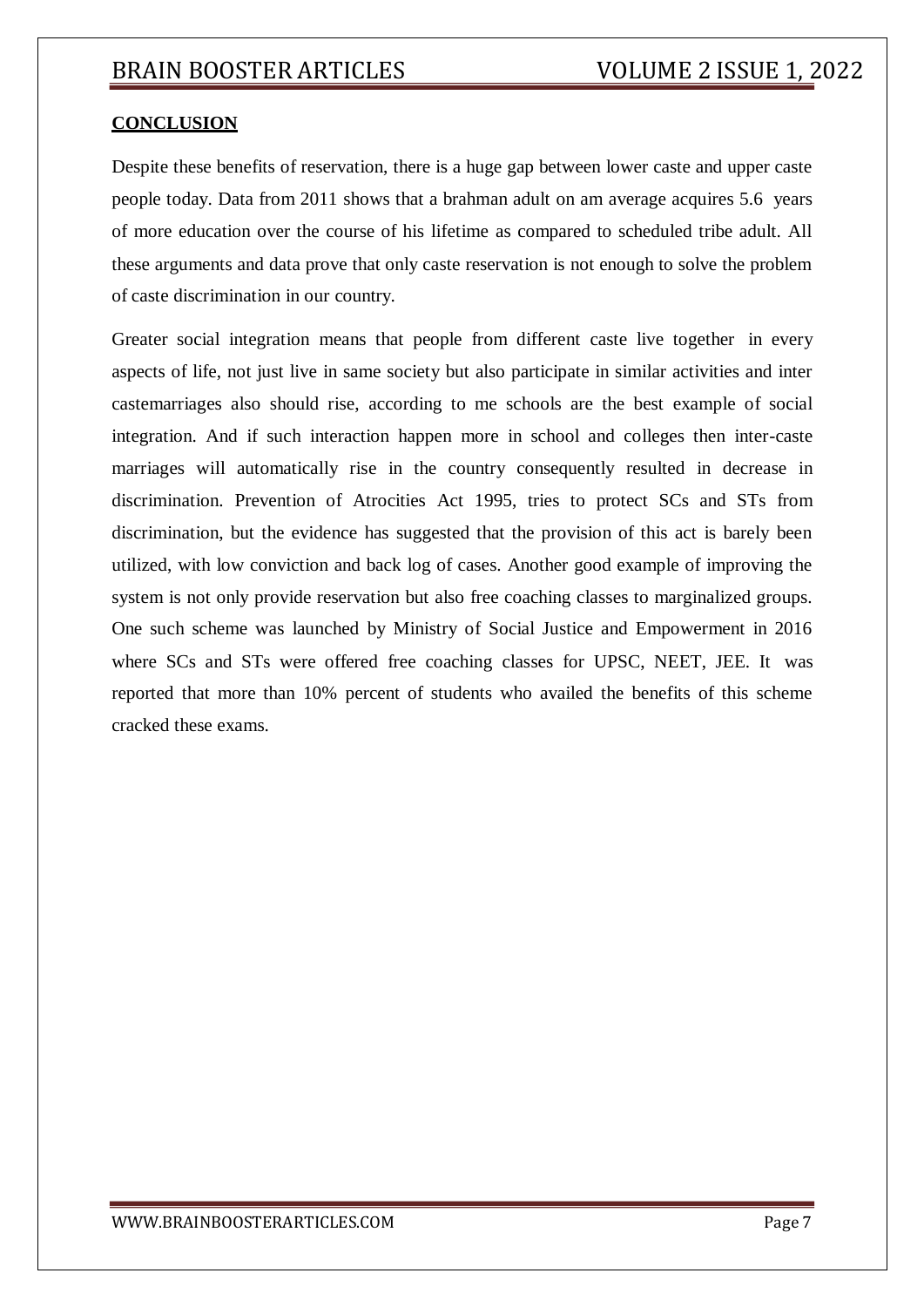**CONCLUSION**

Despite these benefits of reservation, there is a huge gap between lower caste and upper caste people today. Data from 2011 shows that a brahman adult on am average acquires 5.6 years of more education over the course of his lifetime as compared to scheduled tribe adult. All these arguments and data prove that only caste reservation is not enough to solve the problem of caste discrimination in our country.

Greater social integration means that people from different caste live together in every aspects of life, not just live in same society but also participate in similar activities and inter castemarriages also should rise, according to me schools are the best example of social integration. And if such interaction happen more in school and colleges then inter-caste marriages will automatically rise in the country consequently resulted in decrease in discrimination. Prevention of Atrocities Act 1995, tries to protect SCs and STs from discrimination, but the evidence has suggested that the provision of this act is barely been utilized, with low conviction and back log of cases. Another good example of improving the system is not only provide reservation but also free coaching classes to marginalized groups. One such scheme was launched by Ministry of Social Justice and Empowerment in 2016 where SCs and STs were offered free coaching classes for UPSC, NEET, JEE. It was reported that more than 10% percent of students who availed the benefits of this scheme cracked these exams.